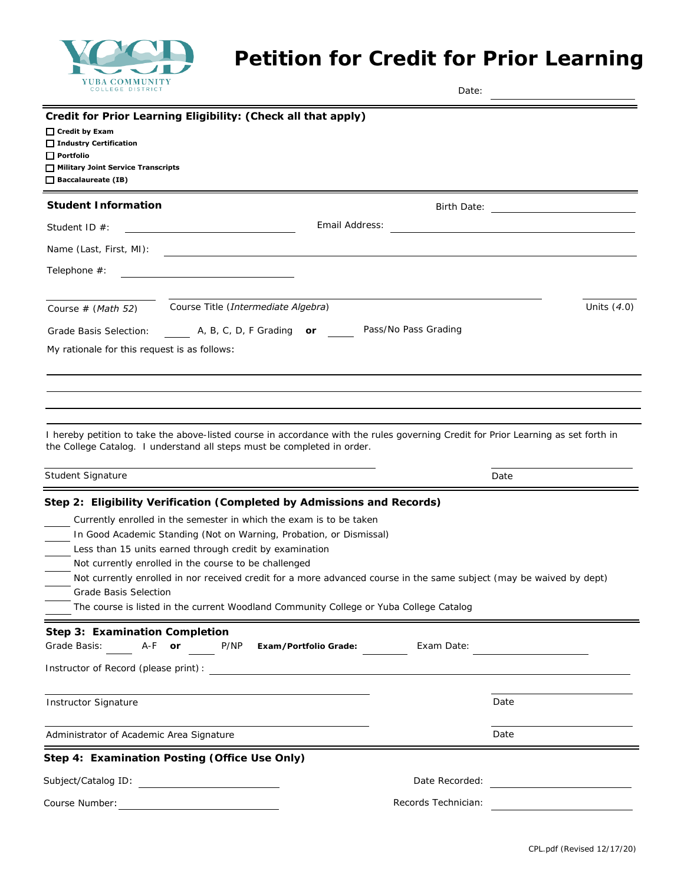YUBA COMMUNITY COLLEGE DISTRICT

# Petition for Credit for Prior Learning

Date: ____________________

## Credit for Prior Learning Eligibility: (Check all that apply)

- ☐ **Credit by Exam**
- ☐ **Industry Certification**
- ☐ **Portfolio**
- ☐ **Military Joint Service Transcripts**
- ☐ **Baccalaureate (IB)**

## Student Information

Birth Date: ____________________

Student ID #: ____________________ Email Address: ____________________

Name (Last, First, MI): ____________________

Telephone #: ____________________

Course # (*Math 52*) ____________ Course Title (*Intermediate Algebra*) ____________ Units (*4.0*) ____________

Grade Basis Selection: _____ A, B, C, D, F Grading **or** _____ Pass/No Pass Grading

My rationale for this request is as follows:

______________________________________________________________________

______________________________________________________________________

______________________________________________________________________

I hereby petition to take the above-listed course in accordance with the rules governing Credit for Prior Learning as set forth in the College Catalog. I understand all steps must be completed in order.

Student Signature ____________________ Date ____________________

## Step 2: Eligibility Verification (Completed by Admissions and Records)

_____ Currently enrolled in the semester in which the exam is to be taken
_____ In Good Academic Standing (Not on Warning, Probation, or Dismissal)
_____ Less than 15 units earned through credit by examination
_____ Not currently enrolled in the course to be challenged
_____ Not currently enrolled in nor received credit for a more advanced course in the same subject (may be waived by dept)
_____ Grade Basis Selection
_____ The course is listed in the current Woodland Community College or Yuba College Catalog

## Step 3: Examination Completion

Grade Basis: _____ A-F **or** _____ P/NP **Exam/Portfolio Grade:** _____ Exam Date: ____________________

Instructor of Record (please print): ____________________

Instructor Signature ____________________ Date ____________________

Administrator of Academic Area Signature ____________________ Date ____________________

## Step 4: Examination Posting (Office Use Only)

Subject/Catalog ID: ____________________ Date Recorded: ____________________

Course Number: ____________________ Records Technician: ____________________

CPL.pdf (Revised 12/17/20)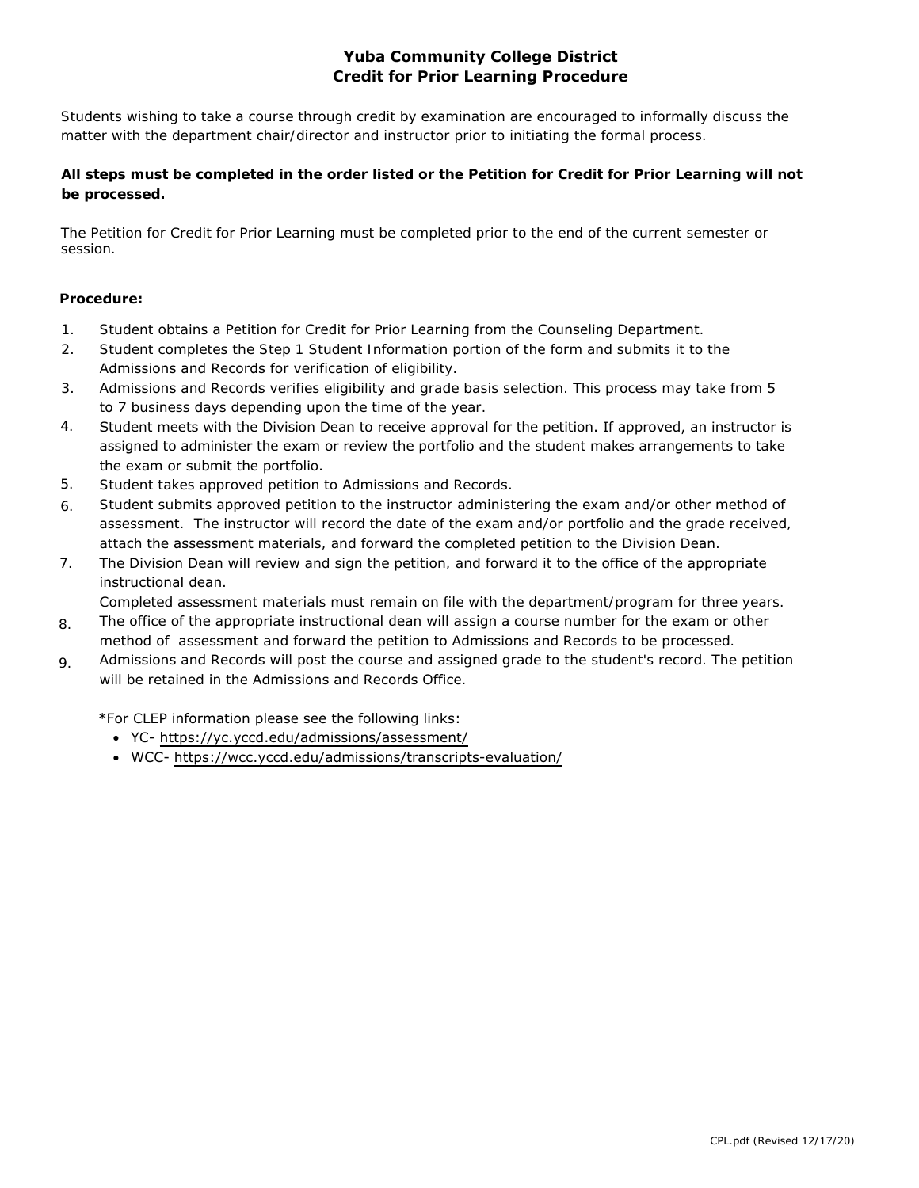# Yuba Community College District
## Credit for Prior Learning Procedure

Students wishing to take a course through credit by examination are encouraged to informally discuss the matter with the department chair/director and instructor prior to initiating the formal process.

**All steps must be completed in the order listed or the Petition for Credit for Prior Learning will not be processed.**

The Petition for Credit for Prior Learning must be completed prior to the end of the current semester or session.

**Procedure:**

1. Student obtains a Petition for Credit for Prior Learning from the Counseling Department.
2. Student completes the Step 1 Student Information portion of the form and submits it to the Admissions and Records for verification of eligibility.
3. Admissions and Records verifies eligibility and grade basis selection. This process may take from 5 to 7 business days depending upon the time of the year.
4. Student meets with the Division Dean to receive approval for the petition. If approved, an instructor is assigned to administer the exam or review the portfolio and the student makes arrangements to take the exam or submit the portfolio.
5. Student takes approved petition to Admissions and Records.
6. Student submits approved petition to the instructor administering the exam and/or other method of assessment. The instructor will record the date of the exam and/or portfolio and the grade received, attach the assessment materials, and forward the completed petition to the Division Dean.
7. The Division Dean will review and sign the petition, and forward it to the office of the appropriate instructional dean.
   Completed assessment materials must remain on file with the department/program for three years.
8. The office of the appropriate instructional dean will assign a course number for the exam or other method of assessment and forward the petition to Admissions and Records to be processed.
9. Admissions and Records will post the course and assigned grade to the student's record. The petition will be retained in the Admissions and Records Office.

*For CLEP information please see the following links:

- YC- https://yc.yccd.edu/admissions/assessment/
- WCC- https://wcc.yccd.edu/admissions/transcripts-evaluation/

CPL.pdf (Revised 12/17/20)